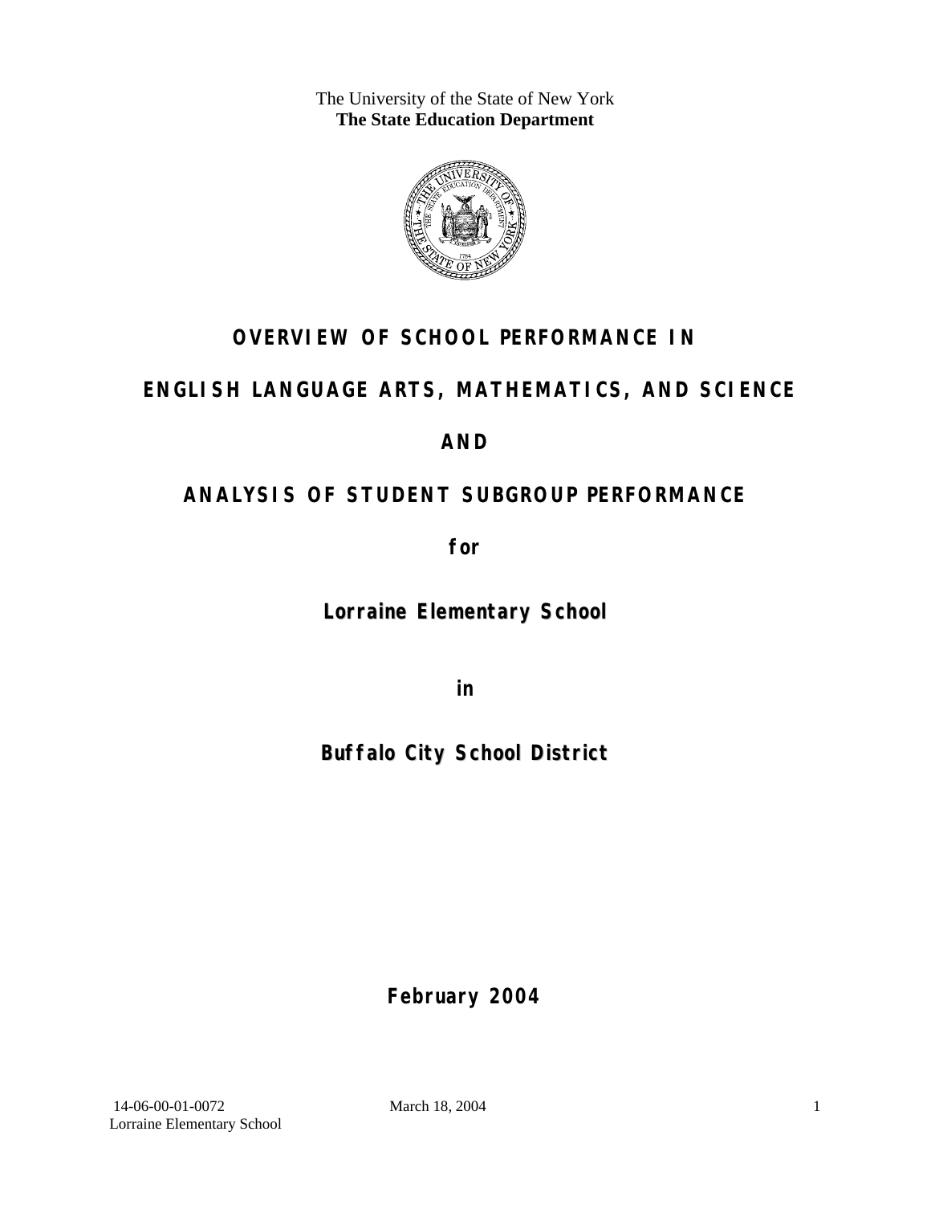The University of the State of New York
**The State Education Department**

# OVERVIEW OF SCHOOL PERFORMANCE IN

# ENGLISH LANGUAGE ARTS, MATHEMATICS, AND SCIENCE

# AND

# ANALYSIS OF STUDENT SUBGROUP PERFORMANCE

**for**

**Lorraine Elementary School**

**in**

**Buffalo City School District**

**February 2004**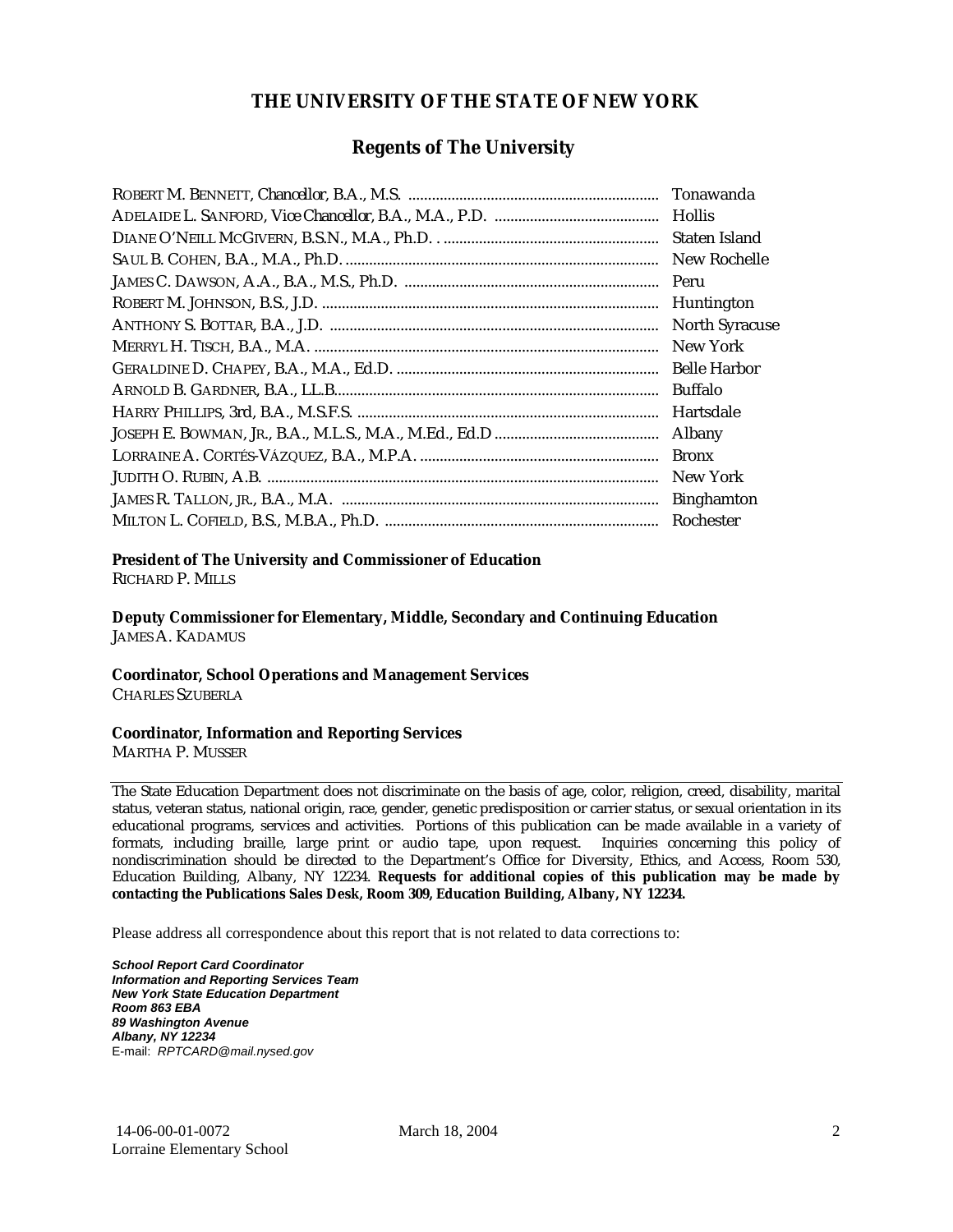# THE UNIVERSITY OF THE STATE OF NEW YORK

## Regents of The University

| | |
|---|---|
| ROBERT M. BENNETT, *Chancellor*, B.A., M.S. | Tonawanda |
| ADELAIDE L. SANFORD, *Vice Chancellor*, B.A., M.A., P.D. | Hollis |
| DIANE O'NEILL MCGIVERN, B.S.N., M.A., Ph.D. | Staten Island |
| SAUL B. COHEN, B.A., M.A., Ph.D. | New Rochelle |
| JAMES C. DAWSON, A.A., B.A., M.S., Ph.D. | Peru |
| ROBERT M. JOHNSON, B.S., J.D. | Huntington |
| ANTHONY S. BOTTAR, B.A., J.D. | North Syracuse |
| MERRYL H. TISCH, B.A., M.A. | New York |
| GERALDINE D. CHAPEY, B.A., M.A., Ed.D. | Belle Harbor |
| ARNOLD B. GARDNER, B.A., LL.B. | Buffalo |
| HARRY PHILLIPS, 3rd, B.A., M.S.F.S. | Hartsdale |
| JOSEPH E. BOWMAN, JR., B.A., M.L.S., M.A., M.Ed., Ed.D | Albany |
| LORRAINE A. CORTÉS-VÁZQUEZ, B.A., M.P.A. | Bronx |
| JUDITH O. RUBIN, A.B. | New York |
| JAMES R. TALLON, JR., B.A., M.A. | Binghamton |
| MILTON L. COFIELD, B.S., M.B.A., Ph.D. | Rochester |

**President of The University and Commissioner of Education**
RICHARD P. MILLS

**Deputy Commissioner for Elementary, Middle, Secondary and Continuing Education**
JAMES A. KADAMUS

**Coordinator, School Operations and Management Services**
CHARLES SZUBERLA

**Coordinator, Information and Reporting Services**
MARTHA P. MUSSER

---

The State Education Department does not discriminate on the basis of age, color, religion, creed, disability, marital status, veteran status, national origin, race, gender, genetic predisposition or carrier status, or sexual orientation in its educational programs, services and activities. Portions of this publication can be made available in a variety of formats, including braille, large print or audio tape, upon request. Inquiries concerning this policy of nondiscrimination should be directed to the Department's Office for Diversity, Ethics, and Access, Room 530, Education Building, Albany, NY 12234. **Requests for additional copies of this publication may be made by contacting the Publications Sales Desk, Room 309, Education Building, Albany, NY 12234.**

Please address all correspondence about this report that is not related to data corrections to:

***School Report Card Coordinator***
***Information and Reporting Services Team***
***New York State Education Department***
***Room 863 EBA***
***89 Washington Avenue***
***Albany, NY 12234***
E-mail: *RPTCARD@mail.nysed.gov*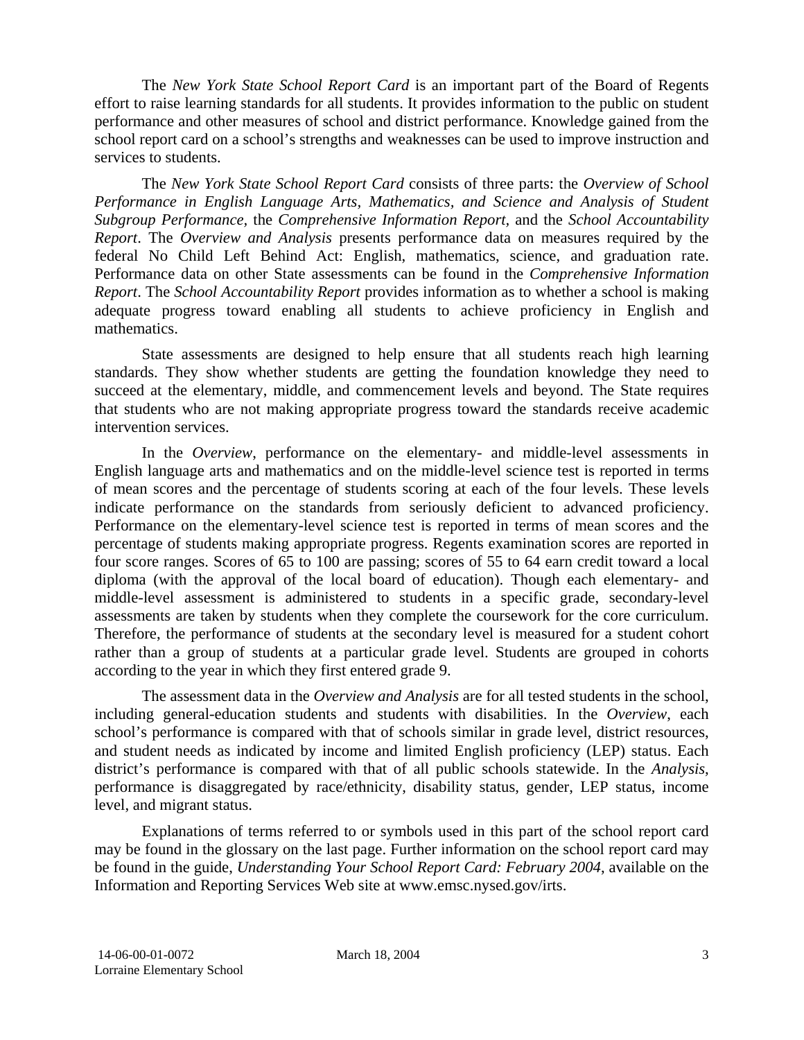The *New York State School Report Card* is an important part of the Board of Regents effort to raise learning standards for all students. It provides information to the public on student performance and other measures of school and district performance. Knowledge gained from the school report card on a school's strengths and weaknesses can be used to improve instruction and services to students.

The *New York State School Report Card* consists of three parts: the *Overview of School Performance in English Language Arts, Mathematics, and Science and Analysis of Student Subgroup Performance,* the *Comprehensive Information Report,* and the *School Accountability Report*. The *Overview and Analysis* presents performance data on measures required by the federal No Child Left Behind Act: English, mathematics, science, and graduation rate. Performance data on other State assessments can be found in the *Comprehensive Information Report*. The *School Accountability Report* provides information as to whether a school is making adequate progress toward enabling all students to achieve proficiency in English and mathematics.

State assessments are designed to help ensure that all students reach high learning standards. They show whether students are getting the foundation knowledge they need to succeed at the elementary, middle, and commencement levels and beyond. The State requires that students who are not making appropriate progress toward the standards receive academic intervention services.

In the *Overview*, performance on the elementary- and middle-level assessments in English language arts and mathematics and on the middle-level science test is reported in terms of mean scores and the percentage of students scoring at each of the four levels. These levels indicate performance on the standards from seriously deficient to advanced proficiency. Performance on the elementary-level science test is reported in terms of mean scores and the percentage of students making appropriate progress. Regents examination scores are reported in four score ranges. Scores of 65 to 100 are passing; scores of 55 to 64 earn credit toward a local diploma (with the approval of the local board of education). Though each elementary- and middle-level assessment is administered to students in a specific grade, secondary-level assessments are taken by students when they complete the coursework for the core curriculum. Therefore, the performance of students at the secondary level is measured for a student cohort rather than a group of students at a particular grade level. Students are grouped in cohorts according to the year in which they first entered grade 9.

The assessment data in the *Overview and Analysis* are for all tested students in the school, including general-education students and students with disabilities. In the *Overview*, each school's performance is compared with that of schools similar in grade level, district resources, and student needs as indicated by income and limited English proficiency (LEP) status. Each district's performance is compared with that of all public schools statewide. In the *Analysis*, performance is disaggregated by race/ethnicity, disability status, gender, LEP status, income level, and migrant status.

Explanations of terms referred to or symbols used in this part of the school report card may be found in the glossary on the last page. Further information on the school report card may be found in the guide, *Understanding Your School Report Card: February 2004*, available on the Information and Reporting Services Web site at www.emsc.nysed.gov/irts.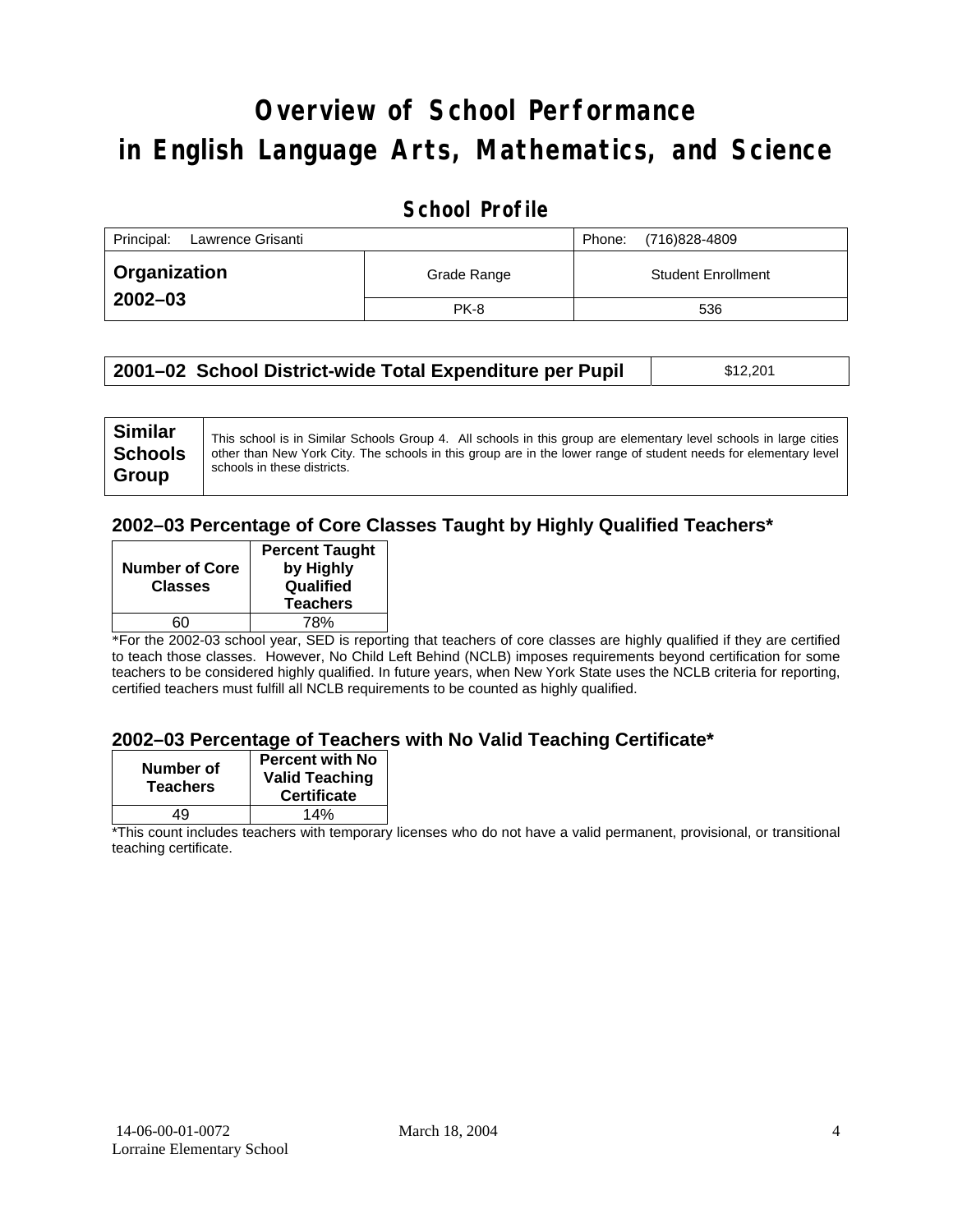# Overview of School Performance in English Language Arts, Mathematics, and Science

## School Profile

| Principal: Lawrence Grisanti | | Phone: (716)828-4809 |
|---|---|---|
| **Organization 2002–03** | Grade Range | Student Enrollment |
| | PK-8 | 536 |

| **2001–02 School District-wide Total Expenditure per Pupil** | $12,201 |
|---|---|

| **Similar Schools Group** | This school is in Similar Schools Group 4. All schools in this group are elementary level schools in large cities other than New York City. The schools in this group are in the lower range of student needs for elementary level schools in these districts. |
|---|---|

### 2002–03 Percentage of Core Classes Taught by Highly Qualified Teachers*

| Number of Core Classes | Percent Taught by Highly Qualified Teachers |
|---|---|
| 60 | 78% |

*For the 2002-03 school year, SED is reporting that teachers of core classes are highly qualified if they are certified to teach those classes. However, No Child Left Behind (NCLB) imposes requirements beyond certification for some teachers to be considered highly qualified. In future years, when New York State uses the NCLB criteria for reporting, certified teachers must fulfill all NCLB requirements to be counted as highly qualified.

### 2002–03 Percentage of Teachers with No Valid Teaching Certificate*

| Number of Teachers | Percent with No Valid Teaching Certificate |
|---|---|
| 49 | 14% |

*This count includes teachers with temporary licenses who do not have a valid permanent, provisional, or transitional teaching certificate.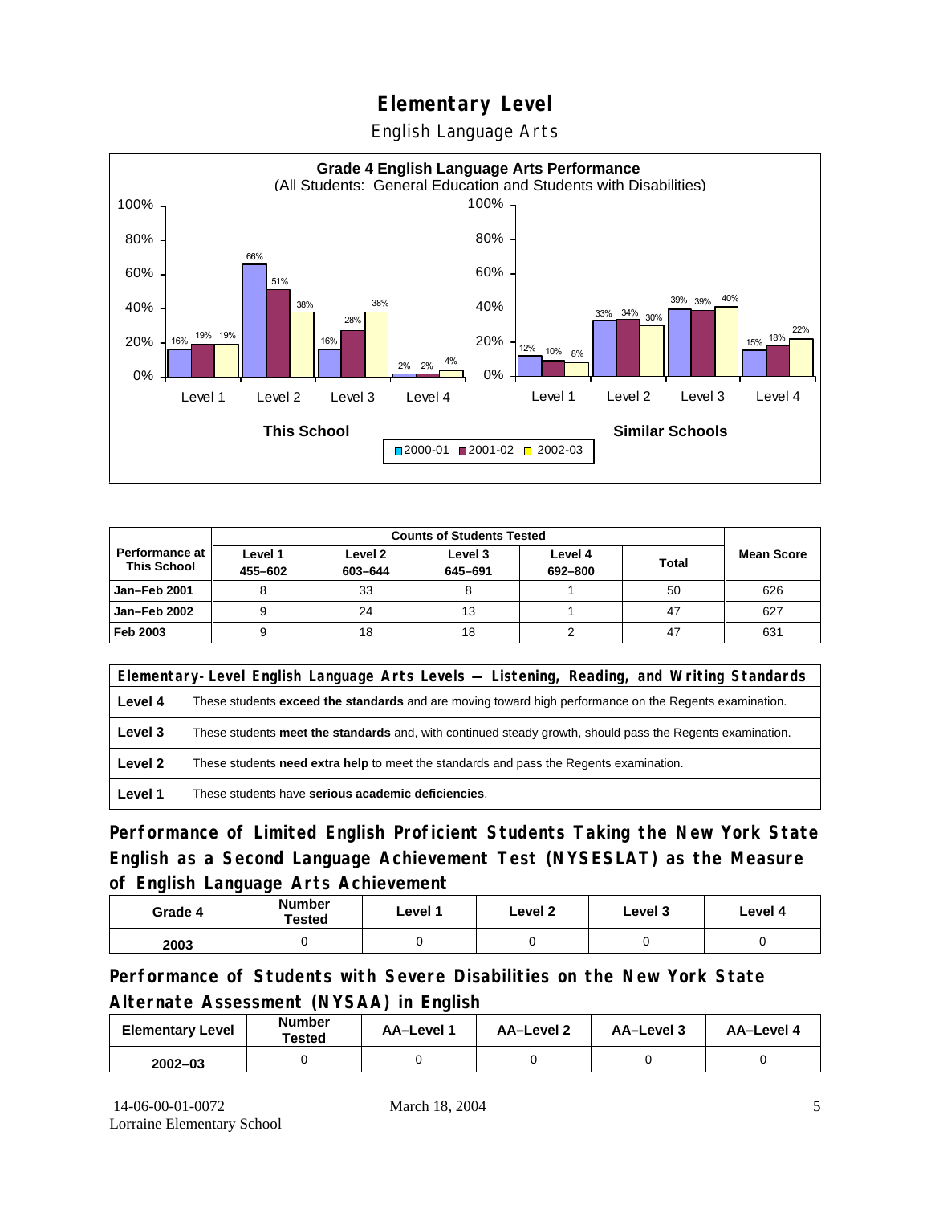# Elementary Level

English Language Arts

**Grade 4 English Language Arts Performance**
(All Students: General Education and Students with Disabilities)

| | This School 2000-01 | This School 2001-02 | This School 2002-03 | Similar Schools 2000-01 | Similar Schools 2001-02 | Similar Schools 2002-03 |
|---|---|---|---|---|---|---|
| Level 1 | 16% | 19% | 19% | 12% | 10% | 8% |
| Level 2 | 66% | 51% | 38% | 33% | 34% | 30% |
| Level 3 | 16% | 28% | 38% | 39% | 39% | 40% |
| Level 4 | 2% | 2% | 4% | 15% | 18% | 22% |

| Performance at This School | Counts of Students Tested | | | | | Mean Score |
|---|---|---|---|---|---|---|
| | Level 1 455–602 | Level 2 603–644 | Level 3 645–691 | Level 4 692–800 | Total | |
| Jan–Feb 2001 | 8 | 33 | 8 | 1 | 50 | 626 |
| Jan–Feb 2002 | 9 | 24 | 13 | 1 | 47 | 627 |
| Feb 2003 | 9 | 18 | 18 | 2 | 47 | 631 |

| Elementary-Level English Language Arts Levels — Listening, Reading, and Writing Standards | |
|---|---|
| Level 4 | These students **exceed the standards** and are moving toward high performance on the Regents examination. |
| Level 3 | These students **meet the standards** and, with continued steady growth, should pass the Regents examination. |
| Level 2 | These students **need extra help** to meet the standards and pass the Regents examination. |
| Level 1 | These students have **serious academic deficiencies**. |

## Performance of Limited English Proficient Students Taking the New York State English as a Second Language Achievement Test (NYSESLAT) as the Measure of English Language Arts Achievement

| Grade 4 | Number Tested | Level 1 | Level 2 | Level 3 | Level 4 |
|---|---|---|---|---|---|
| 2003 | 0 | 0 | 0 | 0 | 0 |

## Performance of Students with Severe Disabilities on the New York State Alternate Assessment (NYSAA) in English

| Elementary Level | Number Tested | AA–Level 1 | AA–Level 2 | AA–Level 3 | AA–Level 4 |
|---|---|---|---|---|---|
| 2002–03 | 0 | 0 | 0 | 0 | 0 |

14-06-00-01-0072
Lorraine Elementary School

March 18, 2004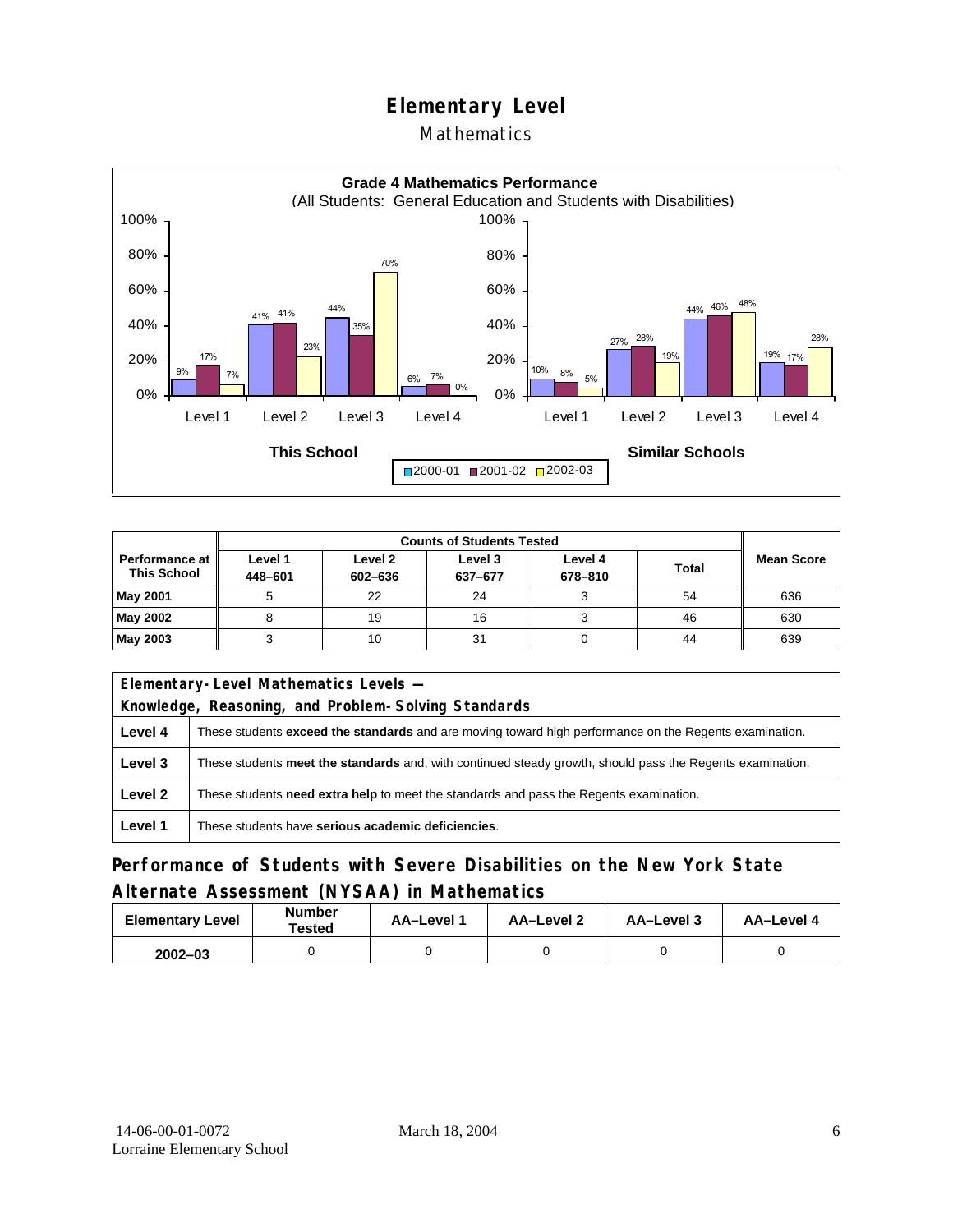# Elementary Level

## Mathematics

**Grade 4 Mathematics Performance**
(All Students: General Education and Students with Disabilities)

| | Level 1 | Level 2 | Level 3 | Level 4 |
|---|---|---|---|---|
| **This School** 2000-01 | 9% | 41% | 44% | 6% |
| **This School** 2001-02 | 17% | 41% | 35% | 7% |
| **This School** 2002-03 | 7% | 23% | 70% | 0% |
| **Similar Schools** 2000-01 | 10% | 27% | 44% | 19% |
| **Similar Schools** 2001-02 | 8% | 28% | 46% | 17% |
| **Similar Schools** 2002-03 | 5% | 19% | 48% | 28% |

| Performance at This School | Counts of Students Tested | | | | | Mean Score |
|---|---|---|---|---|---|---|
| | Level 1 448–601 | Level 2 602–636 | Level 3 637–677 | Level 4 678–810 | Total | |
| **May 2001** | 5 | 22 | 24 | 3 | 54 | 636 |
| **May 2002** | 8 | 19 | 16 | 3 | 46 | 630 |
| **May 2003** | 3 | 10 | 31 | 0 | 44 | 639 |

| Elementary-Level Mathematics Levels — Knowledge, Reasoning, and Problem-Solving Standards | |
|---|---|
| **Level 4** | These students **exceed the standards** and are moving toward high performance on the Regents examination. |
| **Level 3** | These students **meet the standards** and, with continued steady growth, should pass the Regents examination. |
| **Level 2** | These students **need extra help** to meet the standards and pass the Regents examination. |
| **Level 1** | These students have **serious academic deficiencies**. |

## Performance of Students with Severe Disabilities on the New York State Alternate Assessment (NYSAA) in Mathematics

| Elementary Level | Number Tested | AA–Level 1 | AA–Level 2 | AA–Level 3 | AA–Level 4 |
|---|---|---|---|---|---|
| 2002–03 | 0 | 0 | 0 | 0 | 0 |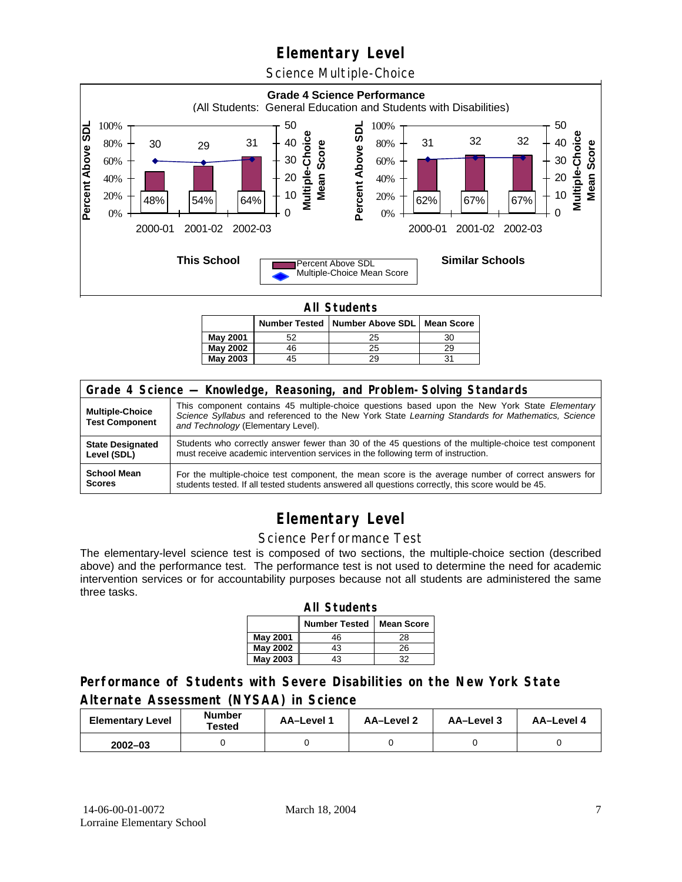# Elementary Level

## Science Multiple-Choice

**Grade 4 Science Performance**
(All Students: General Education and Students with Disabilities)

**This School**

| Year | Percent Above SDL | Multiple-Choice Mean Score |
|---|---|---|
| 2000-01 | 48% | 30 |
| 2001-02 | 54% | 29 |
| 2002-03 | 64% | 31 |

**Similar Schools**

| Year | Percent Above SDL | Multiple-Choice Mean Score |
|---|---|---|
| 2000-01 | 62% | 31 |
| 2001-02 | 67% | 32 |
| 2002-03 | 67% | 32 |

### All Students

| | Number Tested | Number Above SDL | Mean Score |
|---|---|---|---|
| May 2001 | 52 | 25 | 30 |
| May 2002 | 46 | 25 | 29 |
| May 2003 | 45 | 29 | 31 |

| Grade 4 Science — Knowledge, Reasoning, and Problem-Solving Standards | |
|---|---|
| **Multiple-Choice Test Component** | This component contains 45 multiple-choice questions based upon the New York State *Elementary Science Syllabus* and referenced to the New York State *Learning Standards for Mathematics, Science and Technology* (Elementary Level). |
| **State Designated Level (SDL)** | Students who correctly answer fewer than 30 of the 45 questions of the multiple-choice test component must receive academic intervention services in the following term of instruction. |
| **School Mean Scores** | For the multiple-choice test component, the mean score is the average number of correct answers for students tested. If all tested students answered all questions correctly, this score would be 45. |

# Elementary Level

## Science Performance Test

The elementary-level science test is composed of two sections, the multiple-choice section (described above) and the performance test. The performance test is not used to determine the need for academic intervention services or for accountability purposes because not all students are administered the same three tasks.

### All Students

| | Number Tested | Mean Score |
|---|---|---|
| May 2001 | 46 | 28 |
| May 2002 | 43 | 26 |
| May 2003 | 43 | 32 |

## Performance of Students with Severe Disabilities on the New York State Alternate Assessment (NYSAA) in Science

| Elementary Level | Number Tested | AA–Level 1 | AA–Level 2 | AA–Level 3 | AA–Level 4 |
|---|---|---|---|---|---|
| 2002–03 | 0 | 0 | 0 | 0 | 0 |

14-06-00-01-0072
Lorraine Elementary School

March 18, 2004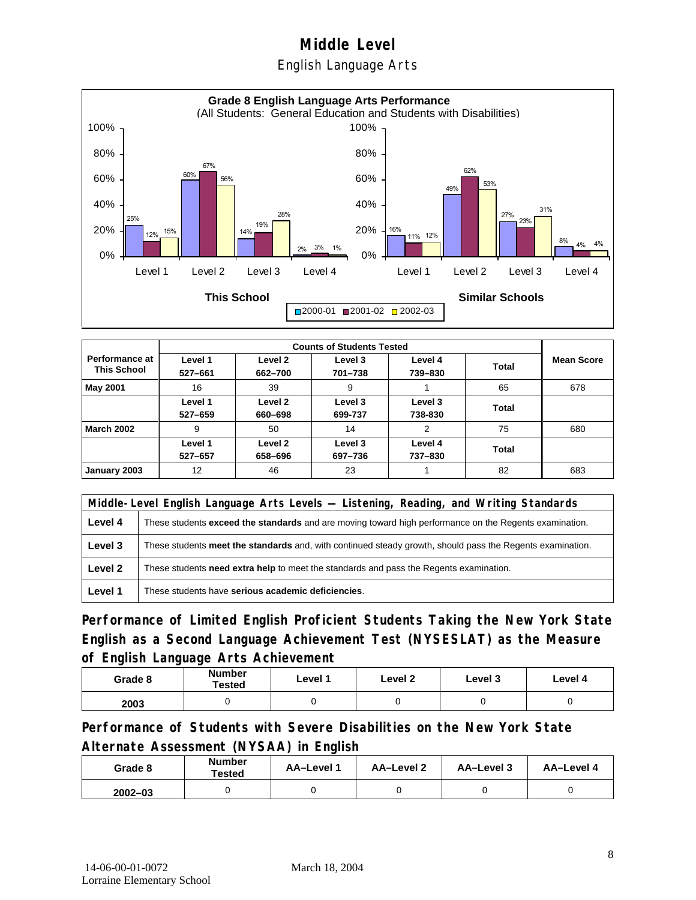# Middle Level

## English Language Arts

**Grade 8 English Language Arts Performance**
(All Students: General Education and Students with Disabilities)

| | This School 2000-01 | This School 2001-02 | This School 2002-03 | Similar Schools 2000-01 | Similar Schools 2001-02 | Similar Schools 2002-03 |
|---|---|---|---|---|---|---|
| Level 1 | 25% | 12% | 15% | 16% | 11% | 12% |
| Level 2 | 60% | 67% | 56% | 49% | 62% | 53% |
| Level 3 | 14% | 19% | 28% | 27% | 23% | 31% |
| Level 4 | 2% | 3% | 1% | 8% | 4% | 4% |

| Performance at This School | Counts of Students Tested | | | | | Mean Score |
|---|---|---|---|---|---|---|
| | Level 1 527–661 | Level 2 662–700 | Level 3 701–738 | Level 4 739–830 | Total | |
| **May 2001** | 16 | 39 | 9 | 1 | 65 | 678 |
| | Level 1 527–659 | Level 2 660–698 | Level 3 699-737 | Level 3 738-830 | Total | |
| **March 2002** | 9 | 50 | 14 | 2 | 75 | 680 |
| | Level 1 527–657 | Level 2 658–696 | Level 3 697–736 | Level 4 737–830 | Total | |
| **January 2003** | 12 | 46 | 23 | 1 | 82 | 683 |

| Middle-Level English Language Arts Levels — Listening, Reading, and Writing Standards | |
|---|---|
| **Level 4** | These students **exceed the standards** and are moving toward high performance on the Regents examination. |
| **Level 3** | These students **meet the standards** and, with continued steady growth, should pass the Regents examination. |
| **Level 2** | These students **need extra help** to meet the standards and pass the Regents examination. |
| **Level 1** | These students have **serious academic deficiencies**. |

## Performance of Limited English Proficient Students Taking the New York State English as a Second Language Achievement Test (NYSESLAT) as the Measure of English Language Arts Achievement

| Grade 8 | Number Tested | Level 1 | Level 2 | Level 3 | Level 4 |
|---|---|---|---|---|---|
| 2003 | 0 | 0 | 0 | 0 | 0 |

## Performance of Students with Severe Disabilities on the New York State Alternate Assessment (NYSAA) in English

| Grade 8 | Number Tested | AA–Level 1 | AA–Level 2 | AA–Level 3 | AA–Level 4 |
|---|---|---|---|---|---|
| 2002–03 | 0 | 0 | 0 | 0 | 0 |

14-06-00-01-0072 March 18, 2004
Lorraine Elementary School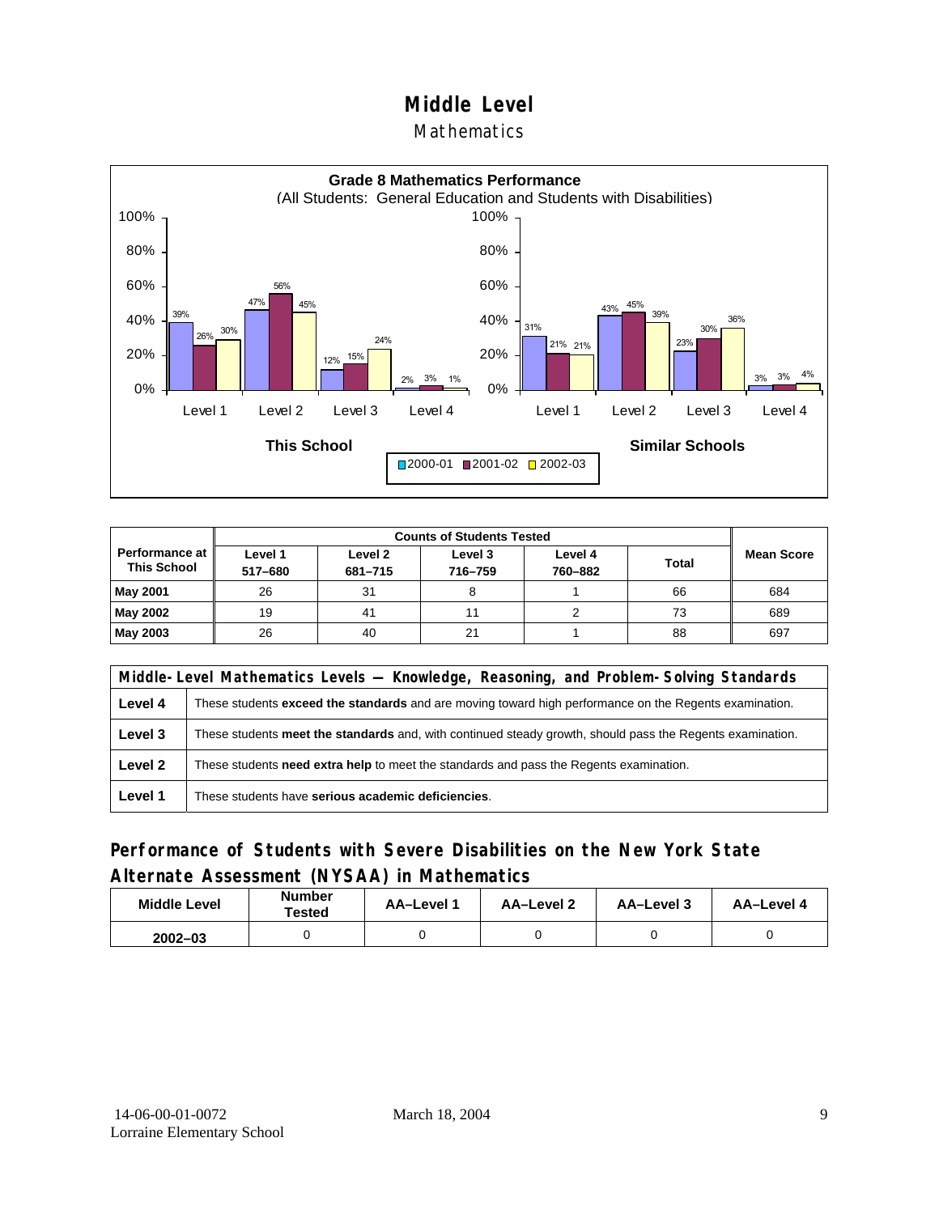# Middle Level

## Mathematics

**Grade 8 Mathematics Performance**
(All Students: General Education and Students with Disabilities)

| | This School 2000-01 | This School 2001-02 | This School 2002-03 | Similar Schools 2000-01 | Similar Schools 2001-02 | Similar Schools 2002-03 |
|---|---|---|---|---|---|---|
| Level 1 | 39% | 26% | 30% | 31% | 21% | 21% |
| Level 2 | 47% | 56% | 45% | 43% | 45% | 39% |
| Level 3 | 12% | 15% | 24% | 23% | 30% | 36% |
| Level 4 | 2% | 3% | 1% | 3% | 3% | 4% |

| Performance at This School | Counts of Students Tested | | | | | Mean Score |
|---|---|---|---|---|---|---|
| | Level 1 517–680 | Level 2 681–715 | Level 3 716–759 | Level 4 760–882 | Total | |
| **May 2001** | 26 | 31 | 8 | 1 | 66 | 684 |
| **May 2002** | 19 | 41 | 11 | 2 | 73 | 689 |
| **May 2003** | 26 | 40 | 21 | 1 | 88 | 697 |

| Middle-Level Mathematics Levels — Knowledge, Reasoning, and Problem-Solving Standards | |
|---|---|
| **Level 4** | These students **exceed the standards** and are moving toward high performance on the Regents examination. |
| **Level 3** | These students **meet the standards** and, with continued steady growth, should pass the Regents examination. |
| **Level 2** | These students **need extra help** to meet the standards and pass the Regents examination. |
| **Level 1** | These students have **serious academic deficiencies**. |

## Performance of Students with Severe Disabilities on the New York State Alternate Assessment (NYSAA) in Mathematics

| Middle Level | Number Tested | AA–Level 1 | AA–Level 2 | AA–Level 3 | AA–Level 4 |
|---|---|---|---|---|---|
| 2002–03 | 0 | 0 | 0 | 0 | 0 |

14-06-00-01-0072
Lorraine Elementary School

March 18, 2004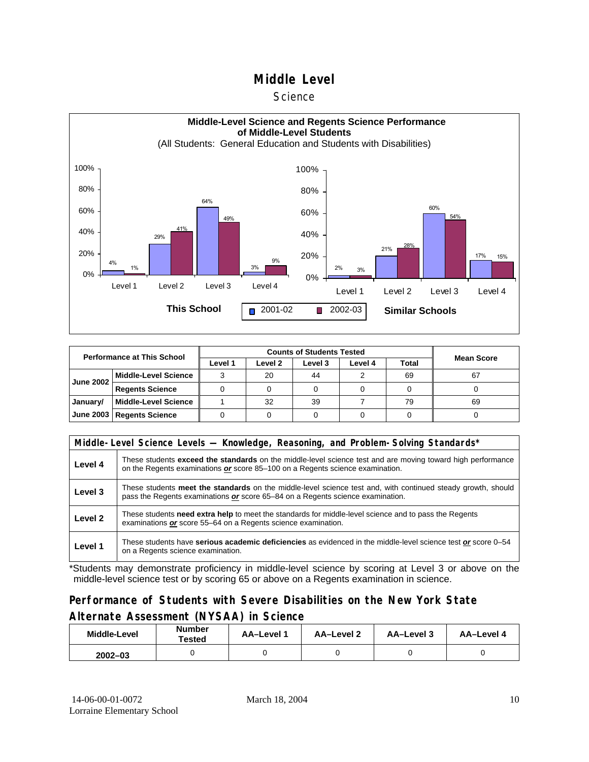# Middle Level

## Science

**Middle-Level Science and Regents Science Performance of Middle-Level Students**

(All Students: General Education and Students with Disabilities)

| | This School 2001-02 | This School 2002-03 | Similar Schools 2001-02 | Similar Schools 2002-03 |
|---|---|---|---|---|
| Level 1 | 4% | 1% | 2% | 3% |
| Level 2 | 29% | 41% | 21% | 28% |
| Level 3 | 64% | 49% | 60% | 54% |
| Level 4 | 3% | 9% | 17% | 15% |

| Performance at This School | | Counts of Students Tested | | | | | Mean Score |
|---|---|---|---|---|---|---|---|
| | | Level 1 | Level 2 | Level 3 | Level 4 | Total | |
| June 2002 | Middle-Level Science | 3 | 20 | 44 | 2 | 69 | 67 |
| | Regents Science | 0 | 0 | 0 | 0 | 0 | 0 |
| January/ June 2003 | Middle-Level Science | 1 | 32 | 39 | 7 | 79 | 69 |
| | Regents Science | 0 | 0 | 0 | 0 | 0 | 0 |

| Middle-Level Science Levels — Knowledge, Reasoning, and Problem-Solving Standards* | |
|---|---|
| Level 4 | These students **exceed the standards** on the middle-level science test and are moving toward high performance on the Regents examinations ***or*** score 85–100 on a Regents science examination. |
| Level 3 | These students **meet the standards** on the middle-level science test and, with continued steady growth, should pass the Regents examinations ***or*** score 65–84 on a Regents science examination. |
| Level 2 | These students **need extra help** to meet the standards for middle-level science and to pass the Regents examinations ***or*** score 55–64 on a Regents science examination. |
| Level 1 | These students have **serious academic deficiencies** as evidenced in the middle-level science test ***or*** score 0–54 on a Regents science examination. |

*Students may demonstrate proficiency in middle-level science by scoring at Level 3 or above on the middle-level science test or by scoring 65 or above on a Regents examination in science.

## Performance of Students with Severe Disabilities on the New York State Alternate Assessment (NYSAA) in Science

| Middle-Level | Number Tested | AA–Level 1 | AA–Level 2 | AA–Level 3 | AA–Level 4 |
|---|---|---|---|---|---|
| 2002–03 | 0 | 0 | 0 | 0 | 0 |

14-06-00-01-0072
Lorraine Elementary School

March 18, 2004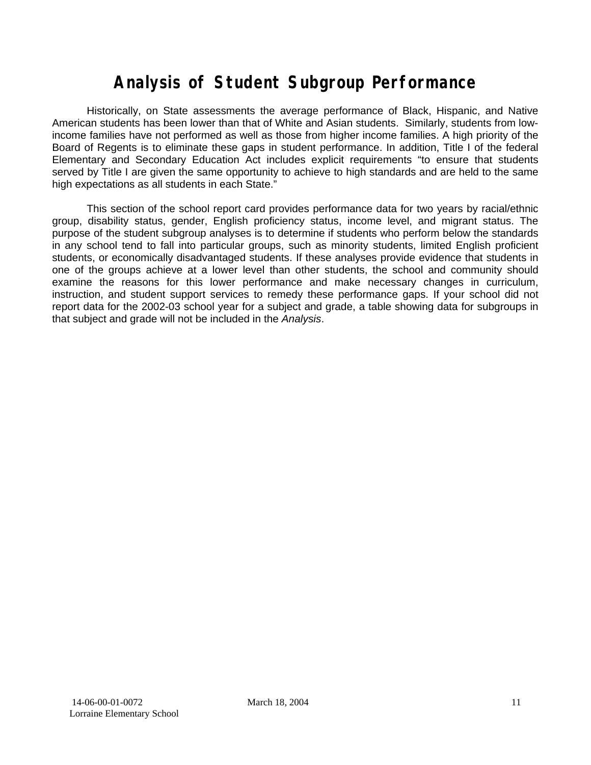# Analysis of Student Subgroup Performance

Historically, on State assessments the average performance of Black, Hispanic, and Native American students has been lower than that of White and Asian students. Similarly, students from low-income families have not performed as well as those from higher income families. A high priority of the Board of Regents is to eliminate these gaps in student performance. In addition, Title I of the federal Elementary and Secondary Education Act includes explicit requirements "to ensure that students served by Title I are given the same opportunity to achieve to high standards and are held to the same high expectations as all students in each State."

This section of the school report card provides performance data for two years by racial/ethnic group, disability status, gender, English proficiency status, income level, and migrant status. The purpose of the student subgroup analyses is to determine if students who perform below the standards in any school tend to fall into particular groups, such as minority students, limited English proficient students, or economically disadvantaged students. If these analyses provide evidence that students in one of the groups achieve at a lower level than other students, the school and community should examine the reasons for this lower performance and make necessary changes in curriculum, instruction, and student support services to remedy these performance gaps. If your school did not report data for the 2002-03 school year for a subject and grade, a table showing data for subgroups in that subject and grade will not be included in the *Analysis*.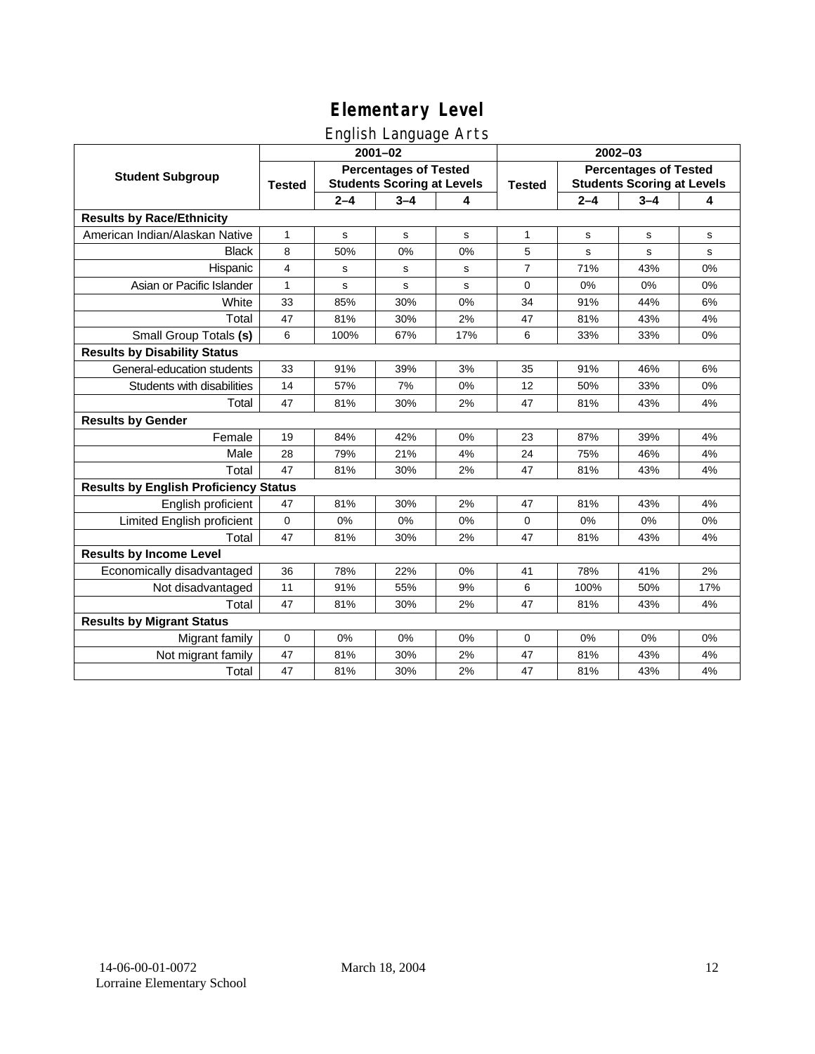# Elementary Level

## English Language Arts

| Student Subgroup | 2001–02 | | | | 2002–03 | | | |
|---|---|---|---|---|---|---|---|---|
| | Tested | Percentages of Tested Students Scoring at Levels | | | Tested | Percentages of Tested Students Scoring at Levels | | |
| | | 2–4 | 3–4 | 4 | | 2–4 | 3–4 | 4 |
| **Results by Race/Ethnicity** | | | | | | | | |
| American Indian/Alaskan Native | 1 | s | s | s | 1 | s | s | s |
| Black | 8 | 50% | 0% | 0% | 5 | s | s | s |
| Hispanic | 4 | s | s | s | 7 | 71% | 43% | 0% |
| Asian or Pacific Islander | 1 | s | s | s | 0 | 0% | 0% | 0% |
| White | 33 | 85% | 30% | 0% | 34 | 91% | 44% | 6% |
| Total | 47 | 81% | 30% | 2% | 47 | 81% | 43% | 4% |
| Small Group Totals **(s)** | 6 | 100% | 67% | 17% | 6 | 33% | 33% | 0% |
| **Results by Disability Status** | | | | | | | | |
| General-education students | 33 | 91% | 39% | 3% | 35 | 91% | 46% | 6% |
| Students with disabilities | 14 | 57% | 7% | 0% | 12 | 50% | 33% | 0% |
| Total | 47 | 81% | 30% | 2% | 47 | 81% | 43% | 4% |
| **Results by Gender** | | | | | | | | |
| Female | 19 | 84% | 42% | 0% | 23 | 87% | 39% | 4% |
| Male | 28 | 79% | 21% | 4% | 24 | 75% | 46% | 4% |
| Total | 47 | 81% | 30% | 2% | 47 | 81% | 43% | 4% |
| **Results by English Proficiency Status** | | | | | | | | |
| English proficient | 47 | 81% | 30% | 2% | 47 | 81% | 43% | 4% |
| Limited English proficient | 0 | 0% | 0% | 0% | 0 | 0% | 0% | 0% |
| Total | 47 | 81% | 30% | 2% | 47 | 81% | 43% | 4% |
| **Results by Income Level** | | | | | | | | |
| Economically disadvantaged | 36 | 78% | 22% | 0% | 41 | 78% | 41% | 2% |
| Not disadvantaged | 11 | 91% | 55% | 9% | 6 | 100% | 50% | 17% |
| Total | 47 | 81% | 30% | 2% | 47 | 81% | 43% | 4% |
| **Results by Migrant Status** | | | | | | | | |
| Migrant family | 0 | 0% | 0% | 0% | 0 | 0% | 0% | 0% |
| Not migrant family | 47 | 81% | 30% | 2% | 47 | 81% | 43% | 4% |
| Total | 47 | 81% | 30% | 2% | 47 | 81% | 43% | 4% |

14-06-00-01-0072 March 18, 2004
Lorraine Elementary School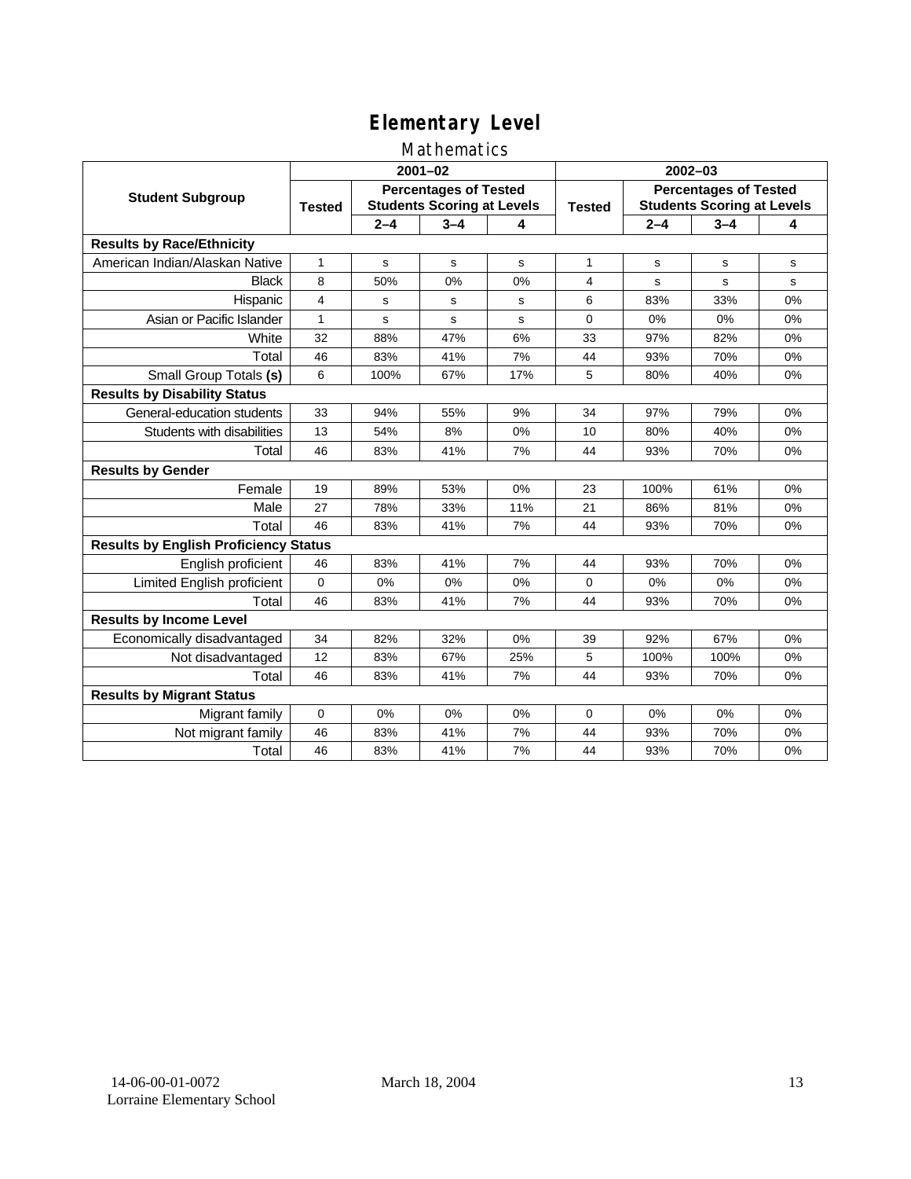# Elementary Level

## Mathematics

| Student Subgroup | 2001–02 | | | | 2002–03 | | | |
|---|---|---|---|---|---|---|---|---|
| | Tested | Percentages of Tested Students Scoring at Levels | | | Tested | Percentages of Tested Students Scoring at Levels | | |
| | | 2–4 | 3–4 | 4 | | 2–4 | 3–4 | 4 |
| **Results by Race/Ethnicity** | | | | | | | | |
| American Indian/Alaskan Native | 1 | s | s | s | 1 | s | s | s |
| Black | 8 | 50% | 0% | 0% | 4 | s | s | s |
| Hispanic | 4 | s | s | s | 6 | 83% | 33% | 0% |
| Asian or Pacific Islander | 1 | s | s | s | 0 | 0% | 0% | 0% |
| White | 32 | 88% | 47% | 6% | 33 | 97% | 82% | 0% |
| Total | 46 | 83% | 41% | 7% | 44 | 93% | 70% | 0% |
| Small Group Totals **(s)** | 6 | 100% | 67% | 17% | 5 | 80% | 40% | 0% |
| **Results by Disability Status** | | | | | | | | |
| General-education students | 33 | 94% | 55% | 9% | 34 | 97% | 79% | 0% |
| Students with disabilities | 13 | 54% | 8% | 0% | 10 | 80% | 40% | 0% |
| Total | 46 | 83% | 41% | 7% | 44 | 93% | 70% | 0% |
| **Results by Gender** | | | | | | | | |
| Female | 19 | 89% | 53% | 0% | 23 | 100% | 61% | 0% |
| Male | 27 | 78% | 33% | 11% | 21 | 86% | 81% | 0% |
| Total | 46 | 83% | 41% | 7% | 44 | 93% | 70% | 0% |
| **Results by English Proficiency Status** | | | | | | | | |
| English proficient | 46 | 83% | 41% | 7% | 44 | 93% | 70% | 0% |
| Limited English proficient | 0 | 0% | 0% | 0% | 0 | 0% | 0% | 0% |
| Total | 46 | 83% | 41% | 7% | 44 | 93% | 70% | 0% |
| **Results by Income Level** | | | | | | | | |
| Economically disadvantaged | 34 | 82% | 32% | 0% | 39 | 92% | 67% | 0% |
| Not disadvantaged | 12 | 83% | 67% | 25% | 5 | 100% | 100% | 0% |
| Total | 46 | 83% | 41% | 7% | 44 | 93% | 70% | 0% |
| **Results by Migrant Status** | | | | | | | | |
| Migrant family | 0 | 0% | 0% | 0% | 0 | 0% | 0% | 0% |
| Not migrant family | 46 | 83% | 41% | 7% | 44 | 93% | 70% | 0% |
| Total | 46 | 83% | 41% | 7% | 44 | 93% | 70% | 0% |

14-06-00-01-0072
Lorraine Elementary School

March 18, 2004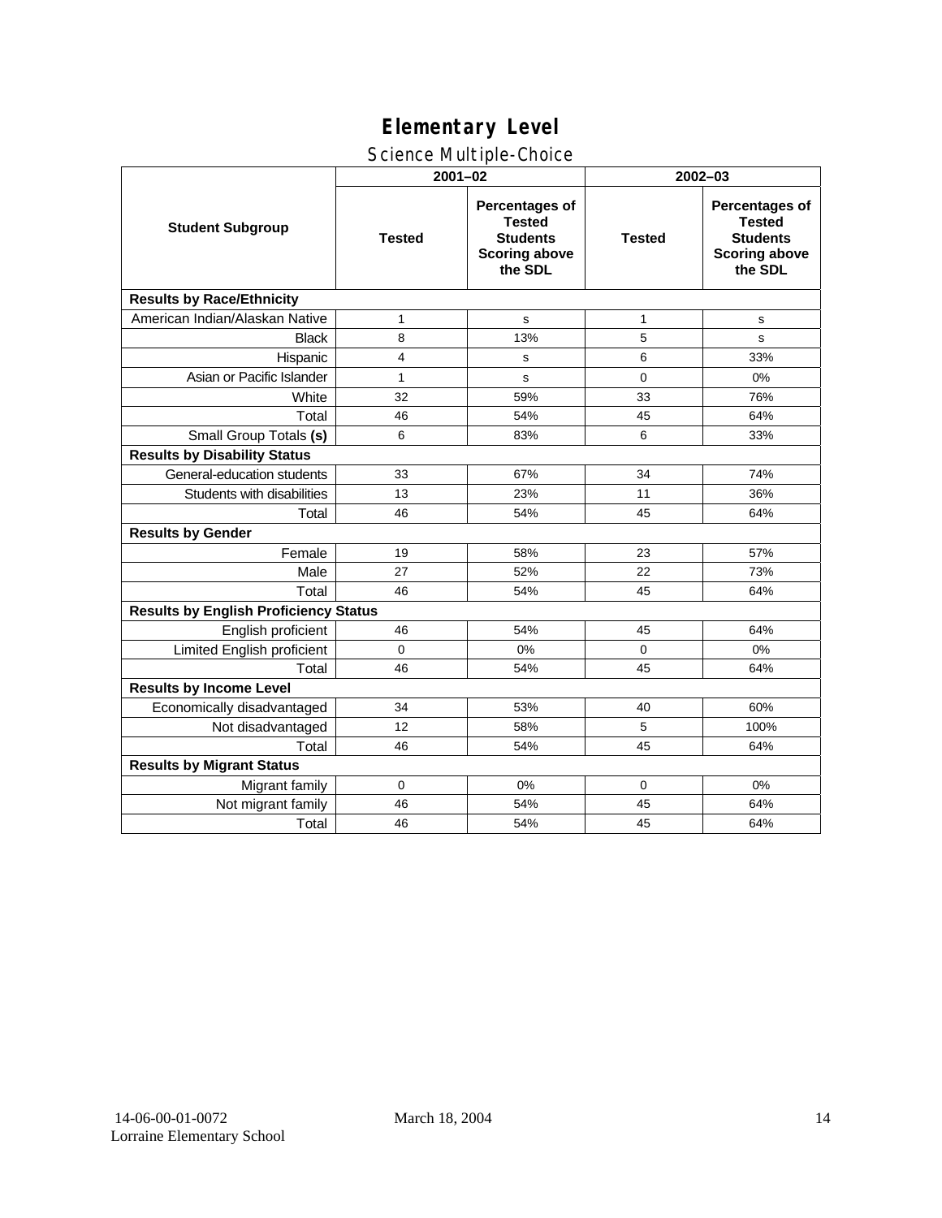# Elementary Level

## Science Multiple-Choice

| Student Subgroup | 2001–02 | | 2002–03 | |
|---|---|---|---|---|
| | Tested | Percentages of Tested Students Scoring above the SDL | Tested | Percentages of Tested Students Scoring above the SDL |
| **Results by Race/Ethnicity** | | | | |
| American Indian/Alaskan Native | 1 | s | 1 | s |
| Black | 8 | 13% | 5 | s |
| Hispanic | 4 | s | 6 | 33% |
| Asian or Pacific Islander | 1 | s | 0 | 0% |
| White | 32 | 59% | 33 | 76% |
| Total | 46 | 54% | 45 | 64% |
| Small Group Totals **(s)** | 6 | 83% | 6 | 33% |
| **Results by Disability Status** | | | | |
| General-education students | 33 | 67% | 34 | 74% |
| Students with disabilities | 13 | 23% | 11 | 36% |
| Total | 46 | 54% | 45 | 64% |
| **Results by Gender** | | | | |
| Female | 19 | 58% | 23 | 57% |
| Male | 27 | 52% | 22 | 73% |
| Total | 46 | 54% | 45 | 64% |
| **Results by English Proficiency Status** | | | | |
| English proficient | 46 | 54% | 45 | 64% |
| Limited English proficient | 0 | 0% | 0 | 0% |
| Total | 46 | 54% | 45 | 64% |
| **Results by Income Level** | | | | |
| Economically disadvantaged | 34 | 53% | 40 | 60% |
| Not disadvantaged | 12 | 58% | 5 | 100% |
| Total | 46 | 54% | 45 | 64% |
| **Results by Migrant Status** | | | | |
| Migrant family | 0 | 0% | 0 | 0% |
| Not migrant family | 46 | 54% | 45 | 64% |
| Total | 46 | 54% | 45 | 64% |

14-06-00-01-0072 March 18, 2004
Lorraine Elementary School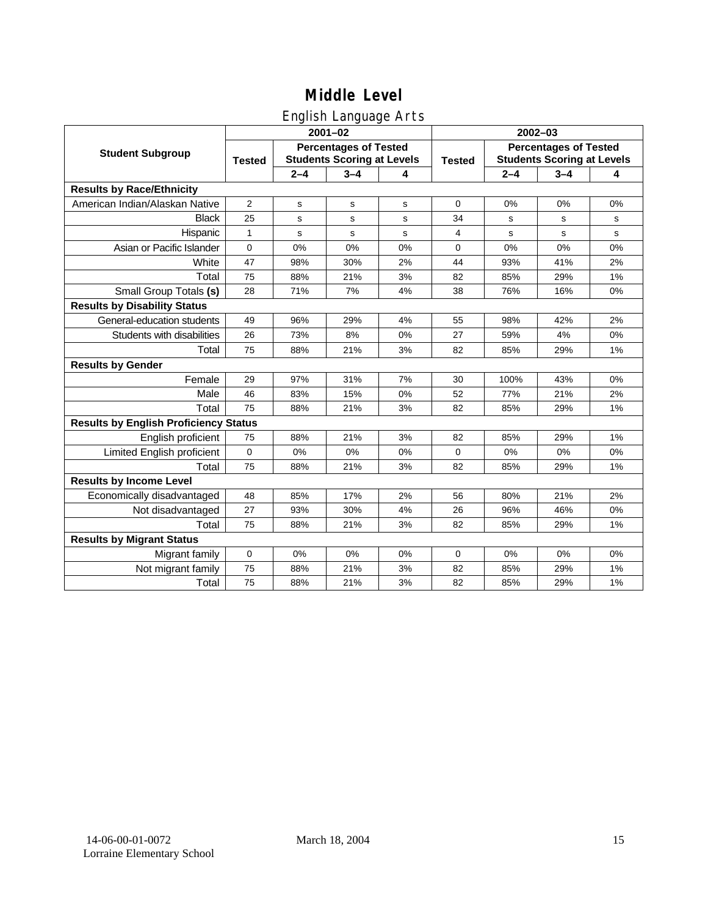# Middle Level

## English Language Arts

| Student Subgroup | 2001–02 | | | | 2002–03 | | | |
|---|---|---|---|---|---|---|---|---|
| | Tested | Percentages of Tested Students Scoring at Levels | | | Tested | Percentages of Tested Students Scoring at Levels | | |
| | | 2–4 | 3–4 | 4 | | 2–4 | 3–4 | 4 |
| **Results by Race/Ethnicity** | | | | | | | | |
| American Indian/Alaskan Native | 2 | s | s | s | 0 | 0% | 0% | 0% |
| Black | 25 | s | s | s | 34 | s | s | s |
| Hispanic | 1 | s | s | s | 4 | s | s | s |
| Asian or Pacific Islander | 0 | 0% | 0% | 0% | 0 | 0% | 0% | 0% |
| White | 47 | 98% | 30% | 2% | 44 | 93% | 41% | 2% |
| Total | 75 | 88% | 21% | 3% | 82 | 85% | 29% | 1% |
| Small Group Totals **(s)** | 28 | 71% | 7% | 4% | 38 | 76% | 16% | 0% |
| **Results by Disability Status** | | | | | | | | |
| General-education students | 49 | 96% | 29% | 4% | 55 | 98% | 42% | 2% |
| Students with disabilities | 26 | 73% | 8% | 0% | 27 | 59% | 4% | 0% |
| Total | 75 | 88% | 21% | 3% | 82 | 85% | 29% | 1% |
| **Results by Gender** | | | | | | | | |
| Female | 29 | 97% | 31% | 7% | 30 | 100% | 43% | 0% |
| Male | 46 | 83% | 15% | 0% | 52 | 77% | 21% | 2% |
| Total | 75 | 88% | 21% | 3% | 82 | 85% | 29% | 1% |
| **Results by English Proficiency Status** | | | | | | | | |
| English proficient | 75 | 88% | 21% | 3% | 82 | 85% | 29% | 1% |
| Limited English proficient | 0 | 0% | 0% | 0% | 0 | 0% | 0% | 0% |
| Total | 75 | 88% | 21% | 3% | 82 | 85% | 29% | 1% |
| **Results by Income Level** | | | | | | | | |
| Economically disadvantaged | 48 | 85% | 17% | 2% | 56 | 80% | 21% | 2% |
| Not disadvantaged | 27 | 93% | 30% | 4% | 26 | 96% | 46% | 0% |
| Total | 75 | 88% | 21% | 3% | 82 | 85% | 29% | 1% |
| **Results by Migrant Status** | | | | | | | | |
| Migrant family | 0 | 0% | 0% | 0% | 0 | 0% | 0% | 0% |
| Not migrant family | 75 | 88% | 21% | 3% | 82 | 85% | 29% | 1% |
| Total | 75 | 88% | 21% | 3% | 82 | 85% | 29% | 1% |

14-06-00-01-0072 March 18, 2004
Lorraine Elementary School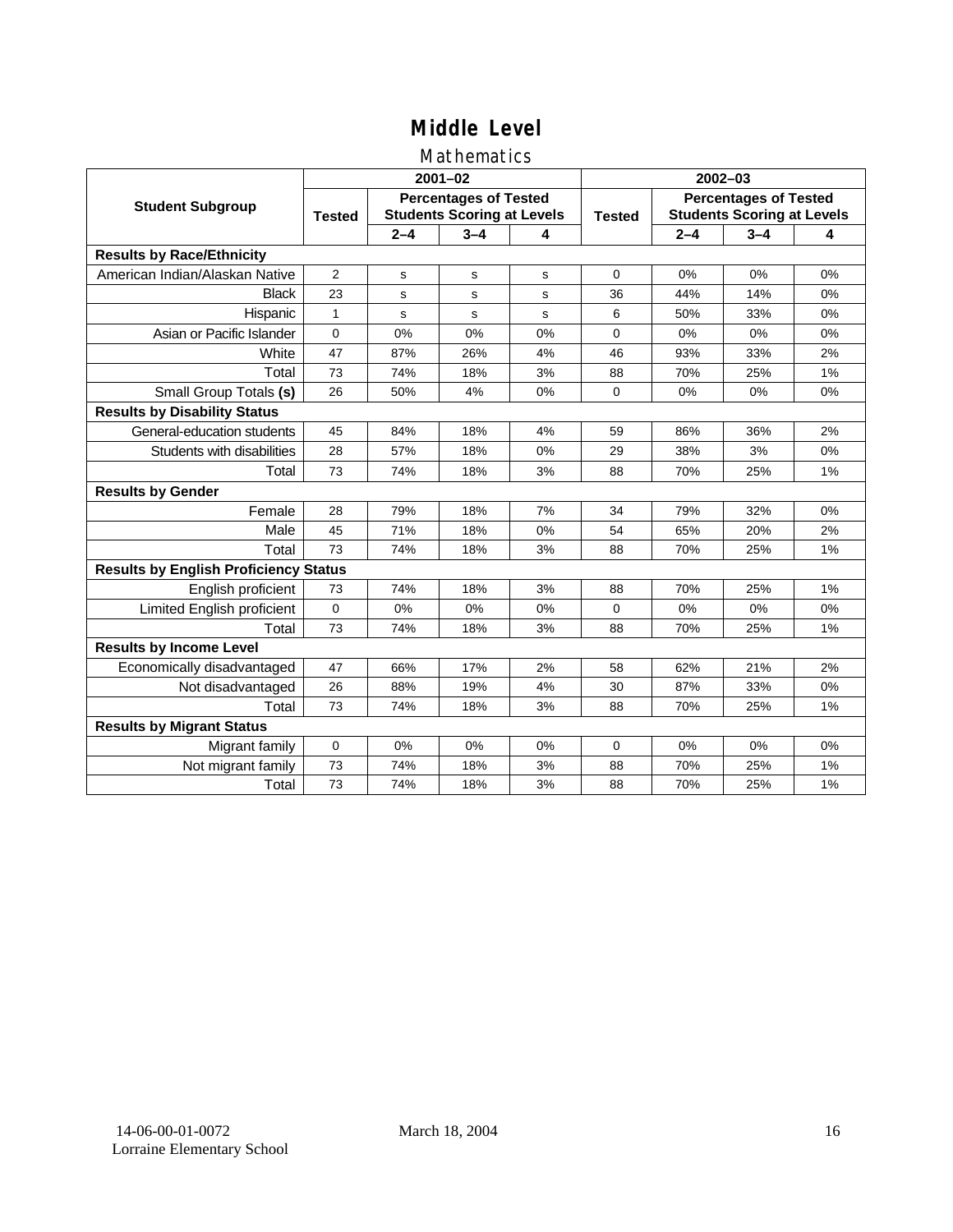# Middle Level

## Mathematics

| Student Subgroup | 2001–02 | | | | 2002–03 | | | |
|---|---|---|---|---|---|---|---|---|
| | Tested | Percentages of Tested Students Scoring at Levels | | | Tested | Percentages of Tested Students Scoring at Levels | | |
| | | 2–4 | 3–4 | 4 | | 2–4 | 3–4 | 4 |
| **Results by Race/Ethnicity** | | | | | | | | |
| American Indian/Alaskan Native | 2 | s | s | s | 0 | 0% | 0% | 0% |
| Black | 23 | s | s | s | 36 | 44% | 14% | 0% |
| Hispanic | 1 | s | s | s | 6 | 50% | 33% | 0% |
| Asian or Pacific Islander | 0 | 0% | 0% | 0% | 0 | 0% | 0% | 0% |
| White | 47 | 87% | 26% | 4% | 46 | 93% | 33% | 2% |
| Total | 73 | 74% | 18% | 3% | 88 | 70% | 25% | 1% |
| Small Group Totals **(s)** | 26 | 50% | 4% | 0% | 0 | 0% | 0% | 0% |
| **Results by Disability Status** | | | | | | | | |
| General-education students | 45 | 84% | 18% | 4% | 59 | 86% | 36% | 2% |
| Students with disabilities | 28 | 57% | 18% | 0% | 29 | 38% | 3% | 0% |
| Total | 73 | 74% | 18% | 3% | 88 | 70% | 25% | 1% |
| **Results by Gender** | | | | | | | | |
| Female | 28 | 79% | 18% | 7% | 34 | 79% | 32% | 0% |
| Male | 45 | 71% | 18% | 0% | 54 | 65% | 20% | 2% |
| Total | 73 | 74% | 18% | 3% | 88 | 70% | 25% | 1% |
| **Results by English Proficiency Status** | | | | | | | | |
| English proficient | 73 | 74% | 18% | 3% | 88 | 70% | 25% | 1% |
| Limited English proficient | 0 | 0% | 0% | 0% | 0 | 0% | 0% | 0% |
| Total | 73 | 74% | 18% | 3% | 88 | 70% | 25% | 1% |
| **Results by Income Level** | | | | | | | | |
| Economically disadvantaged | 47 | 66% | 17% | 2% | 58 | 62% | 21% | 2% |
| Not disadvantaged | 26 | 88% | 19% | 4% | 30 | 87% | 33% | 0% |
| Total | 73 | 74% | 18% | 3% | 88 | 70% | 25% | 1% |
| **Results by Migrant Status** | | | | | | | | |
| Migrant family | 0 | 0% | 0% | 0% | 0 | 0% | 0% | 0% |
| Not migrant family | 73 | 74% | 18% | 3% | 88 | 70% | 25% | 1% |
| Total | 73 | 74% | 18% | 3% | 88 | 70% | 25% | 1% |

14-06-00-01-0072 Lorraine Elementary School    March 18, 2004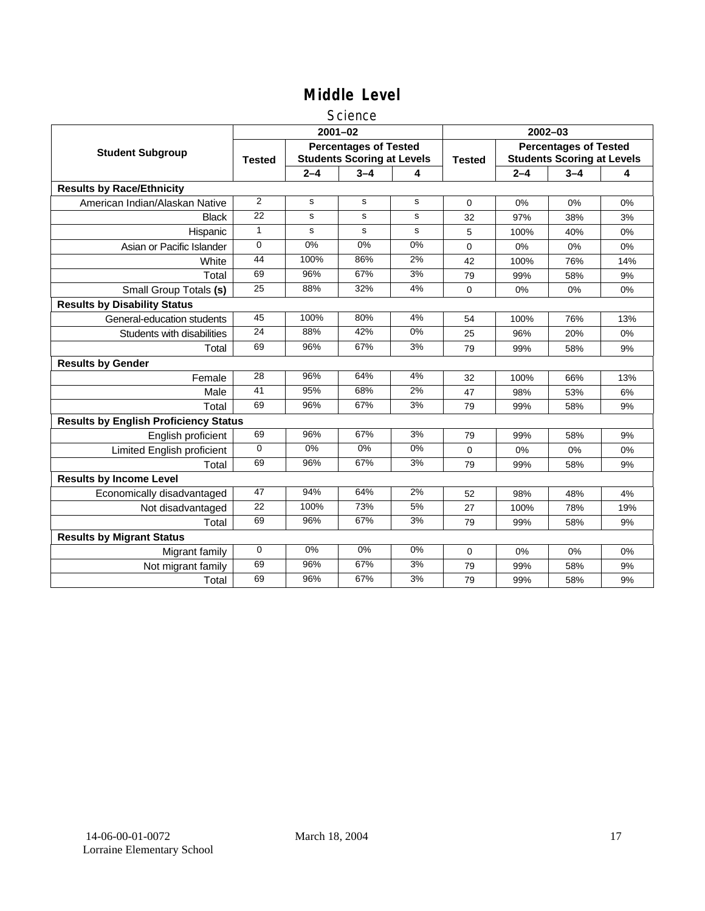# Middle Level

## Science

<table>
<tr><th rowspan="3">Student Subgroup</th><th colspan="4">2001–02</th><th colspan="4">2002–03</th></tr>
<tr><th rowspan="2">Tested</th><th colspan="3">Percentages of Tested Students Scoring at Levels</th><th rowspan="2">Tested</th><th colspan="3">Percentages of Tested Students Scoring at Levels</th></tr>
<tr><th>2–4</th><th>3–4</th><th>4</th><th>2–4</th><th>3–4</th><th>4</th></tr>
<tr><td colspan="9"><b>Results by Race/Ethnicity</b></td></tr>
<tr><td>American Indian/Alaskan Native</td><td>2</td><td>s</td><td>s</td><td>s</td><td>0</td><td>0%</td><td>0%</td><td>0%</td></tr>
<tr><td>Black</td><td>22</td><td>s</td><td>s</td><td>s</td><td>32</td><td>97%</td><td>38%</td><td>3%</td></tr>
<tr><td>Hispanic</td><td>1</td><td>s</td><td>s</td><td>s</td><td>5</td><td>100%</td><td>40%</td><td>0%</td></tr>
<tr><td>Asian or Pacific Islander</td><td>0</td><td>0%</td><td>0%</td><td>0%</td><td>0</td><td>0%</td><td>0%</td><td>0%</td></tr>
<tr><td>White</td><td>44</td><td>100%</td><td>86%</td><td>2%</td><td>42</td><td>100%</td><td>76%</td><td>14%</td></tr>
<tr><td>Total</td><td>69</td><td>96%</td><td>67%</td><td>3%</td><td>79</td><td>99%</td><td>58%</td><td>9%</td></tr>
<tr><td>Small Group Totals <b>(s)</b></td><td>25</td><td>88%</td><td>32%</td><td>4%</td><td>0</td><td>0%</td><td>0%</td><td>0%</td></tr>
<tr><td colspan="9"><b>Results by Disability Status</b></td></tr>
<tr><td>General-education students</td><td>45</td><td>100%</td><td>80%</td><td>4%</td><td>54</td><td>100%</td><td>76%</td><td>13%</td></tr>
<tr><td>Students with disabilities</td><td>24</td><td>88%</td><td>42%</td><td>0%</td><td>25</td><td>96%</td><td>20%</td><td>0%</td></tr>
<tr><td>Total</td><td>69</td><td>96%</td><td>67%</td><td>3%</td><td>79</td><td>99%</td><td>58%</td><td>9%</td></tr>
<tr><td colspan="9"><b>Results by Gender</b></td></tr>
<tr><td>Female</td><td>28</td><td>96%</td><td>64%</td><td>4%</td><td>32</td><td>100%</td><td>66%</td><td>13%</td></tr>
<tr><td>Male</td><td>41</td><td>95%</td><td>68%</td><td>2%</td><td>47</td><td>98%</td><td>53%</td><td>6%</td></tr>
<tr><td>Total</td><td>69</td><td>96%</td><td>67%</td><td>3%</td><td>79</td><td>99%</td><td>58%</td><td>9%</td></tr>
<tr><td colspan="9"><b>Results by English Proficiency Status</b></td></tr>
<tr><td>English proficient</td><td>69</td><td>96%</td><td>67%</td><td>3%</td><td>79</td><td>99%</td><td>58%</td><td>9%</td></tr>
<tr><td>Limited English proficient</td><td>0</td><td>0%</td><td>0%</td><td>0%</td><td>0</td><td>0%</td><td>0%</td><td>0%</td></tr>
<tr><td>Total</td><td>69</td><td>96%</td><td>67%</td><td>3%</td><td>79</td><td>99%</td><td>58%</td><td>9%</td></tr>
<tr><td colspan="9"><b>Results by Income Level</b></td></tr>
<tr><td>Economically disadvantaged</td><td>47</td><td>94%</td><td>64%</td><td>2%</td><td>52</td><td>98%</td><td>48%</td><td>4%</td></tr>
<tr><td>Not disadvantaged</td><td>22</td><td>100%</td><td>73%</td><td>5%</td><td>27</td><td>100%</td><td>78%</td><td>19%</td></tr>
<tr><td>Total</td><td>69</td><td>96%</td><td>67%</td><td>3%</td><td>79</td><td>99%</td><td>58%</td><td>9%</td></tr>
<tr><td colspan="9"><b>Results by Migrant Status</b></td></tr>
<tr><td>Migrant family</td><td>0</td><td>0%</td><td>0%</td><td>0%</td><td>0</td><td>0%</td><td>0%</td><td>0%</td></tr>
<tr><td>Not migrant family</td><td>69</td><td>96%</td><td>67%</td><td>3%</td><td>79</td><td>99%</td><td>58%</td><td>9%</td></tr>
<tr><td>Total</td><td>69</td><td>96%</td><td>67%</td><td>3%</td><td>79</td><td>99%</td><td>58%</td><td>9%</td></tr>
</table>

14-06-00-01-0072 March 18, 2004
Lorraine Elementary School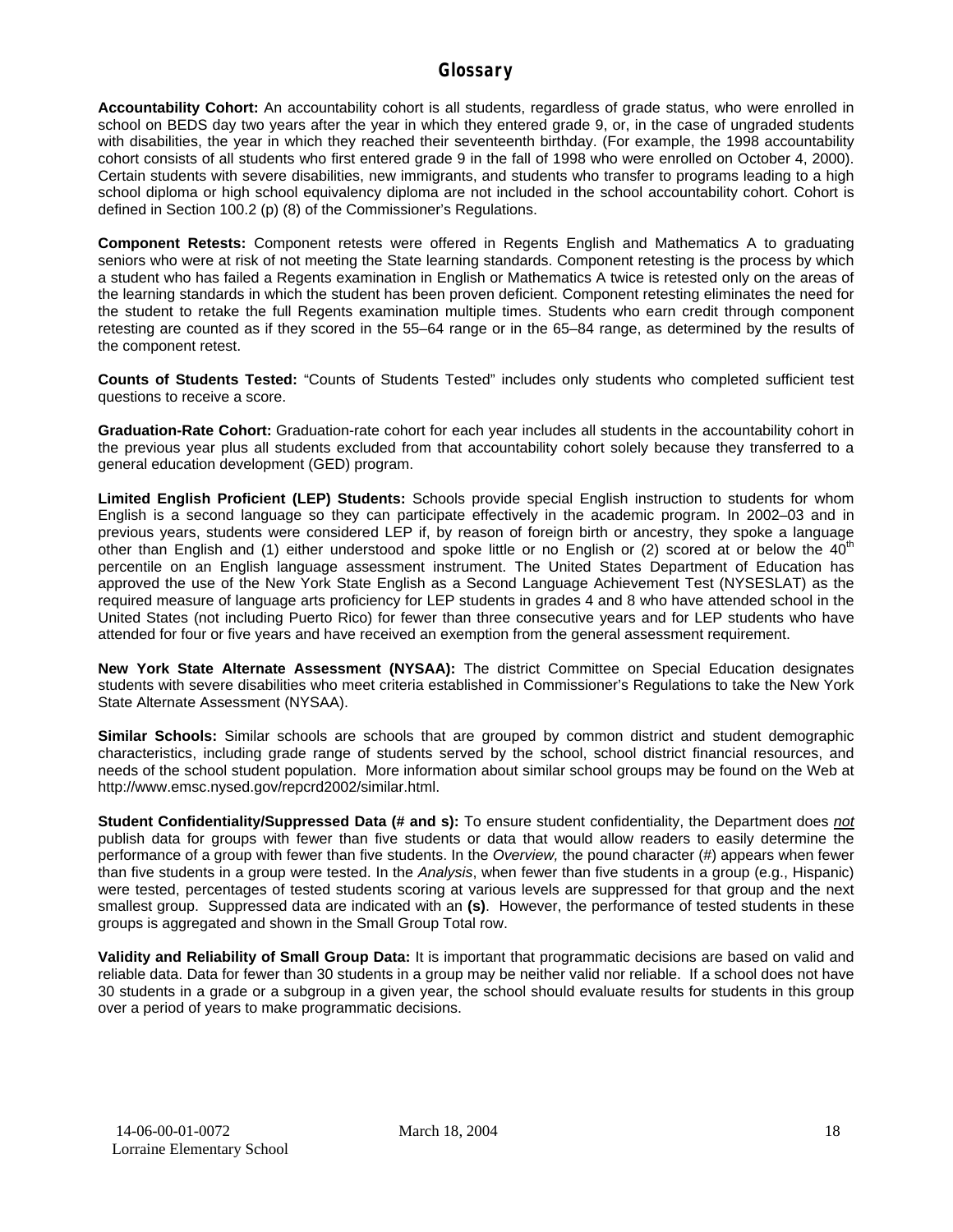# Glossary

**Accountability Cohort:** An accountability cohort is all students, regardless of grade status, who were enrolled in school on BEDS day two years after the year in which they entered grade 9, or, in the case of ungraded students with disabilities, the year in which they reached their seventeenth birthday. (For example, the 1998 accountability cohort consists of all students who first entered grade 9 in the fall of 1998 who were enrolled on October 4, 2000). Certain students with severe disabilities, new immigrants, and students who transfer to programs leading to a high school diploma or high school equivalency diploma are not included in the school accountability cohort. Cohort is defined in Section 100.2 (p) (8) of the Commissioner's Regulations.

**Component Retests:** Component retests were offered in Regents English and Mathematics A to graduating seniors who were at risk of not meeting the State learning standards. Component retesting is the process by which a student who has failed a Regents examination in English or Mathematics A twice is retested only on the areas of the learning standards in which the student has been proven deficient. Component retesting eliminates the need for the student to retake the full Regents examination multiple times. Students who earn credit through component retesting are counted as if they scored in the 55–64 range or in the 65–84 range, as determined by the results of the component retest.

**Counts of Students Tested:** "Counts of Students Tested" includes only students who completed sufficient test questions to receive a score.

**Graduation-Rate Cohort:** Graduation-rate cohort for each year includes all students in the accountability cohort in the previous year plus all students excluded from that accountability cohort solely because they transferred to a general education development (GED) program.

**Limited English Proficient (LEP) Students:** Schools provide special English instruction to students for whom English is a second language so they can participate effectively in the academic program. In 2002–03 and in previous years, students were considered LEP if, by reason of foreign birth or ancestry, they spoke a language other than English and (1) either understood and spoke little or no English or (2) scored at or below the 40th percentile on an English language assessment instrument. The United States Department of Education has approved the use of the New York State English as a Second Language Achievement Test (NYSESLAT) as the required measure of language arts proficiency for LEP students in grades 4 and 8 who have attended school in the United States (not including Puerto Rico) for fewer than three consecutive years and for LEP students who have attended for four or five years and have received an exemption from the general assessment requirement.

**New York State Alternate Assessment (NYSAA):** The district Committee on Special Education designates students with severe disabilities who meet criteria established in Commissioner's Regulations to take the New York State Alternate Assessment (NYSAA).

**Similar Schools:** Similar schools are schools that are grouped by common district and student demographic characteristics, including grade range of students served by the school, school district financial resources, and needs of the school student population. More information about similar school groups may be found on the Web at http://www.emsc.nysed.gov/repcrd2002/similar.html.

**Student Confidentiality/Suppressed Data (# and s):** To ensure student confidentiality, the Department does *not* publish data for groups with fewer than five students or data that would allow readers to easily determine the performance of a group with fewer than five students. In the *Overview,* the pound character (#) appears when fewer than five students in a group were tested. In the *Analysis*, when fewer than five students in a group (e.g., Hispanic) were tested, percentages of tested students scoring at various levels are suppressed for that group and the next smallest group. Suppressed data are indicated with an **(s)**. However, the performance of tested students in these groups is aggregated and shown in the Small Group Total row.

**Validity and Reliability of Small Group Data:** It is important that programmatic decisions are based on valid and reliable data. Data for fewer than 30 students in a group may be neither valid nor reliable. If a school does not have 30 students in a grade or a subgroup in a given year, the school should evaluate results for students in this group over a period of years to make programmatic decisions.